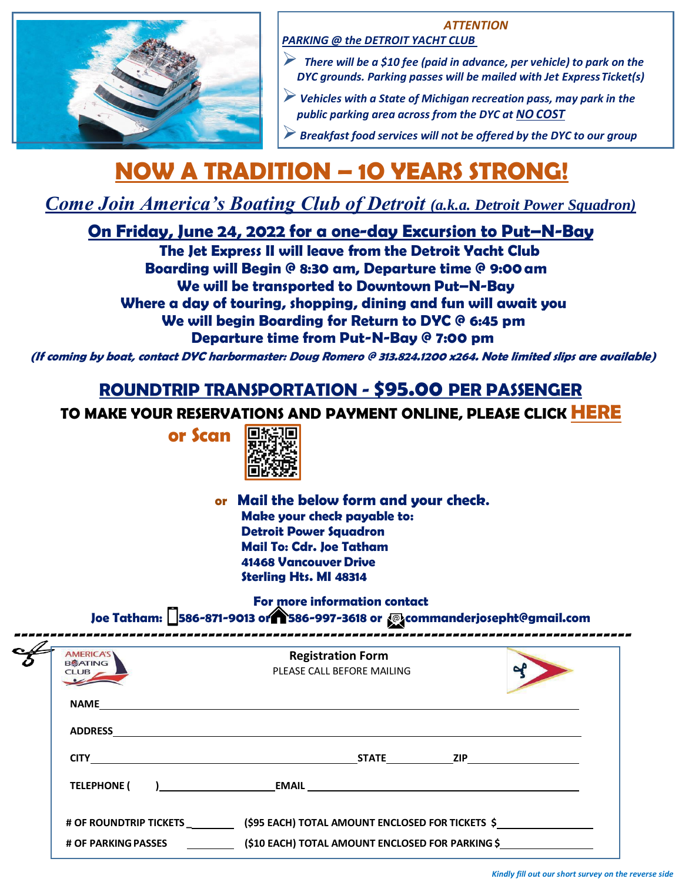***ATTENTION***

***PARKING @ the DETROIT YACHT CLUB***

- *There will be a $10 fee (paid in advance, per vehicle) to park on the DYC grounds. Parking passes will be mailed with Jet Express Ticket(s)*
- *Vehicles with a State of Michigan recreation pass, may park in the public parking area across from the DYC at NO COST*
- *Breakfast food services will not be offered by the DYC to our group*

# NOW A TRADITION – 10 YEARS STRONG!

## *Come Join America's Boating Club of Detroit (a.k.a. Detroit Power Squadron)*

### On Friday, June 24, 2022 for a one-day Excursion to Put–N-Bay

**The Jet Express II will leave from the Detroit Yacht Club**
**Boarding will Begin @ 8:30 am, Departure time @ 9:00 am**
**We will be transported to Downtown Put–N-Bay**
**Where a day of touring, shopping, dining and fun will await you**
**We will begin Boarding for Return to DYC @ 6:45 pm**
**Departure time from Put-N-Bay @ 7:00 pm**

***(If coming by boat, contact DYC harbormaster: Doug Romero @ 313.824.1200 x264. Note limited slips are available)***

## ROUNDTRIP TRANSPORTATION - $95.00 PER PASSENGER

**TO MAKE YOUR RESERVATIONS AND PAYMENT ONLINE, PLEASE CLICK HERE**

**or Scan**

**or Mail the below form and your check.**

**Make your check payable to:**
**Detroit Power Squadron**
**Mail To: Cdr. Joe Tatham**
**41468 Vancouver Drive**
**Sterling Hts. MI 48314**

**For more information contact**

**Joe Tatham: 586-871-9013 or 586-997-3618 or commanderjosepht@gmail.com**

---

**Registration Form**

PLEASE CALL BEFORE MAILING

**NAME** ____________________________________________

**ADDRESS** ____________________________________________

**CITY** ______________________ **STATE** __________ **ZIP** __________

**TELEPHONE (    )** ______________ **EMAIL** ______________________

**# OF ROUNDTRIP TICKETS** ________ **($95 EACH) TOTAL AMOUNT ENCLOSED FOR TICKETS $** __________

**# OF PARKING PASSES** ________ **($10 EACH) TOTAL AMOUNT ENCLOSED FOR PARKING $** __________

*Kindly fill out our short survey on the reverse side*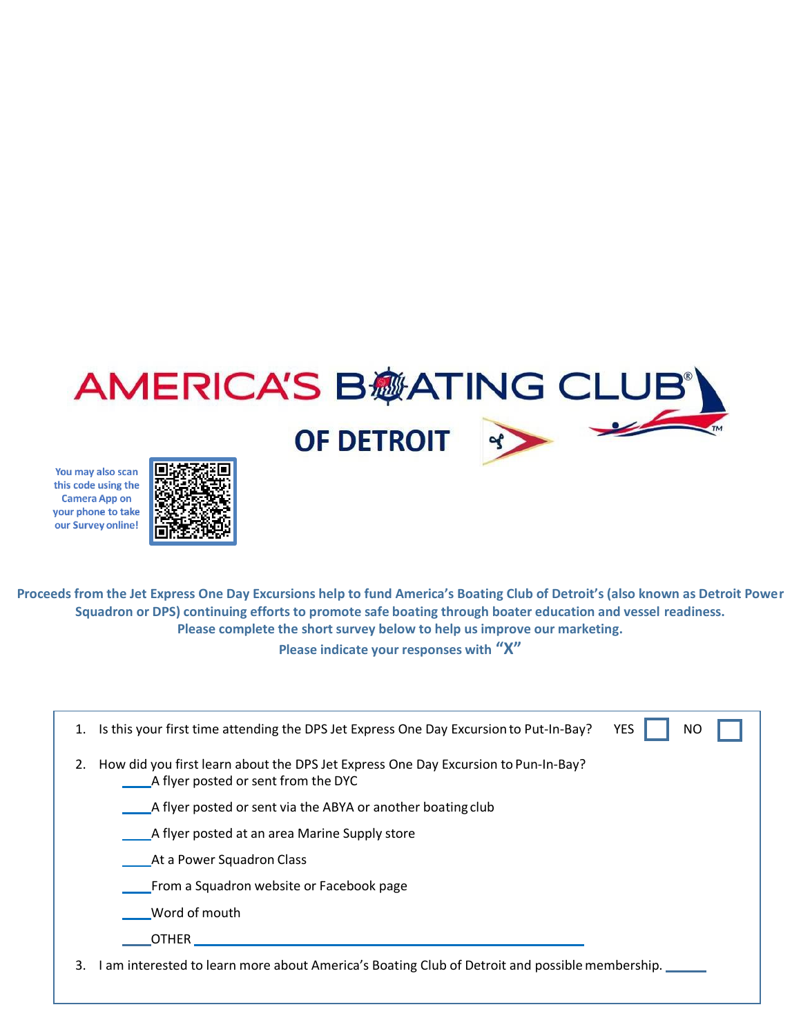# AMERICA'S BOATING CLUB®

## OF DETROIT

You may also scan this code using the Camera App on your phone to take our Survey online!

**Proceeds from the Jet Express One Day Excursions help to fund America's Boating Club of Detroit's (also known as Detroit Power Squadron or DPS) continuing efforts to promote safe boating through boater education and vessel readiness.**

**Please complete the short survey below to help us improve our marketing.**

**Please indicate your responses with "X"**

1. Is this your first time attending the DPS Jet Express One Day Excursion to Put-In-Bay? YES ☐ NO ☐

2. How did you first learn about the DPS Jet Express One Day Excursion to Pun-In-Bay?
   - ____A flyer posted or sent from the DYC
   - ____A flyer posted or sent via the ABYA or another boating club
   - ____A flyer posted at an area Marine Supply store
   - ____At a Power Squadron Class
   - ____From a Squadron website or Facebook page
   - ____Word of mouth
   - ____OTHER ______________________________

3. I am interested to learn more about America's Boating Club of Detroit and possible membership. ______